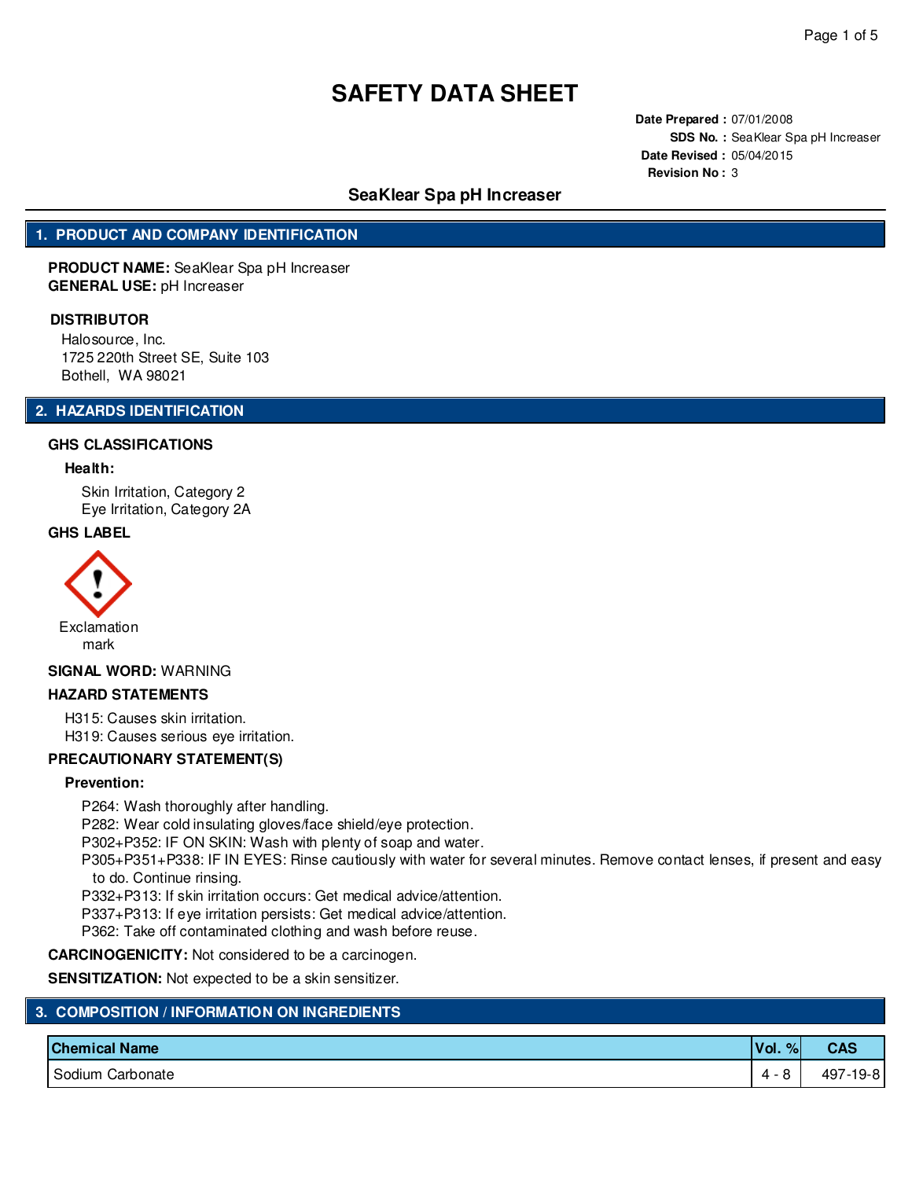# SAFETY DATA SHEET

**Date Prepared :** 07/01/2008
**SDS No. :** SeaKlear Spa pH Increaser
**Date Revised :** 05/04/2015
**Revision No :** 3

## SeaKlear Spa pH Increaser

## 1. PRODUCT AND COMPANY IDENTIFICATION

**PRODUCT NAME:** SeaKlear Spa pH Increaser
**GENERAL USE:** pH Increaser

**DISTRIBUTOR**

Halosource, Inc.
1725 220th Street SE, Suite 103
Bothell, WA 98021

## 2. HAZARDS IDENTIFICATION

### GHS CLASSIFICATIONS

**Health:**

Skin Irritation, Category 2
Eye Irritation, Category 2A

### GHS LABEL

Exclamation mark

**SIGNAL WORD:** WARNING

### HAZARD STATEMENTS

H315: Causes skin irritation.
H319: Causes serious eye irritation.

### PRECAUTIONARY STATEMENT(S)

**Prevention:**

P264: Wash thoroughly after handling.
P282: Wear cold insulating gloves/face shield/eye protection.
P302+P352: IF ON SKIN: Wash with plenty of soap and water.
P305+P351+P338: IF IN EYES: Rinse cautiously with water for several minutes. Remove contact lenses, if present and easy to do. Continue rinsing.
P332+P313: If skin irritation occurs: Get medical advice/attention.
P337+P313: If eye irritation persists: Get medical advice/attention.
P362: Take off contaminated clothing and wash before reuse.

**CARCINOGENICITY:** Not considered to be a carcinogen.

**SENSITIZATION:** Not expected to be a skin sensitizer.

## 3. COMPOSITION / INFORMATION ON INGREDIENTS

| Chemical Name | Vol. % | CAS |
|---|---|---|
| Sodium Carbonate | 4 - 8 | 497-19-8 |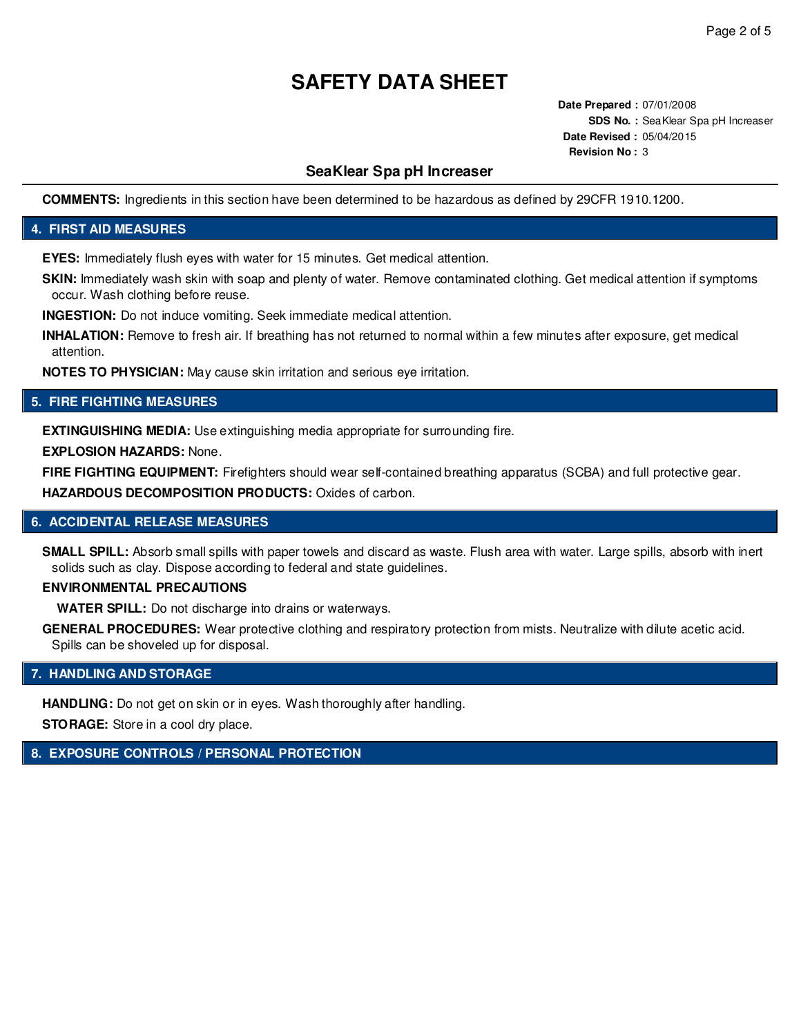# SAFETY DATA SHEET

**Date Prepared :** 07/01/2008
**SDS No. :** SeaKlear Spa pH Increaser
**Date Revised :** 05/04/2015
**Revision No :** 3

## SeaKlear Spa pH Increaser

**COMMENTS:** Ingredients in this section have been determined to be hazardous as defined by 29CFR 1910.1200.

## 4. FIRST AID MEASURES

**EYES:** Immediately flush eyes with water for 15 minutes. Get medical attention.

**SKIN:** Immediately wash skin with soap and plenty of water. Remove contaminated clothing. Get medical attention if symptoms occur. Wash clothing before reuse.

**INGESTION:** Do not induce vomiting. Seek immediate medical attention.

**INHALATION:** Remove to fresh air. If breathing has not returned to normal within a few minutes after exposure, get medical attention.

**NOTES TO PHYSICIAN:** May cause skin irritation and serious eye irritation.

## 5. FIRE FIGHTING MEASURES

**EXTINGUISHING MEDIA:** Use extinguishing media appropriate for surrounding fire.

**EXPLOSION HAZARDS:** None.

**FIRE FIGHTING EQUIPMENT:** Firefighters should wear self-contained breathing apparatus (SCBA) and full protective gear.

**HAZARDOUS DECOMPOSITION PRODUCTS:** Oxides of carbon.

## 6. ACCIDENTAL RELEASE MEASURES

**SMALL SPILL:** Absorb small spills with paper towels and discard as waste. Flush area with water. Large spills, absorb with inert solids such as clay. Dispose according to federal and state guidelines.

**ENVIRONMENTAL PRECAUTIONS**

**WATER SPILL:** Do not discharge into drains or waterways.

**GENERAL PROCEDURES:** Wear protective clothing and respiratory protection from mists. Neutralize with dilute acetic acid. Spills can be shoveled up for disposal.

## 7. HANDLING AND STORAGE

**HANDLING:** Do not get on skin or in eyes. Wash thoroughly after handling.

**STORAGE:** Store in a cool dry place.

## 8. EXPOSURE CONTROLS / PERSONAL PROTECTION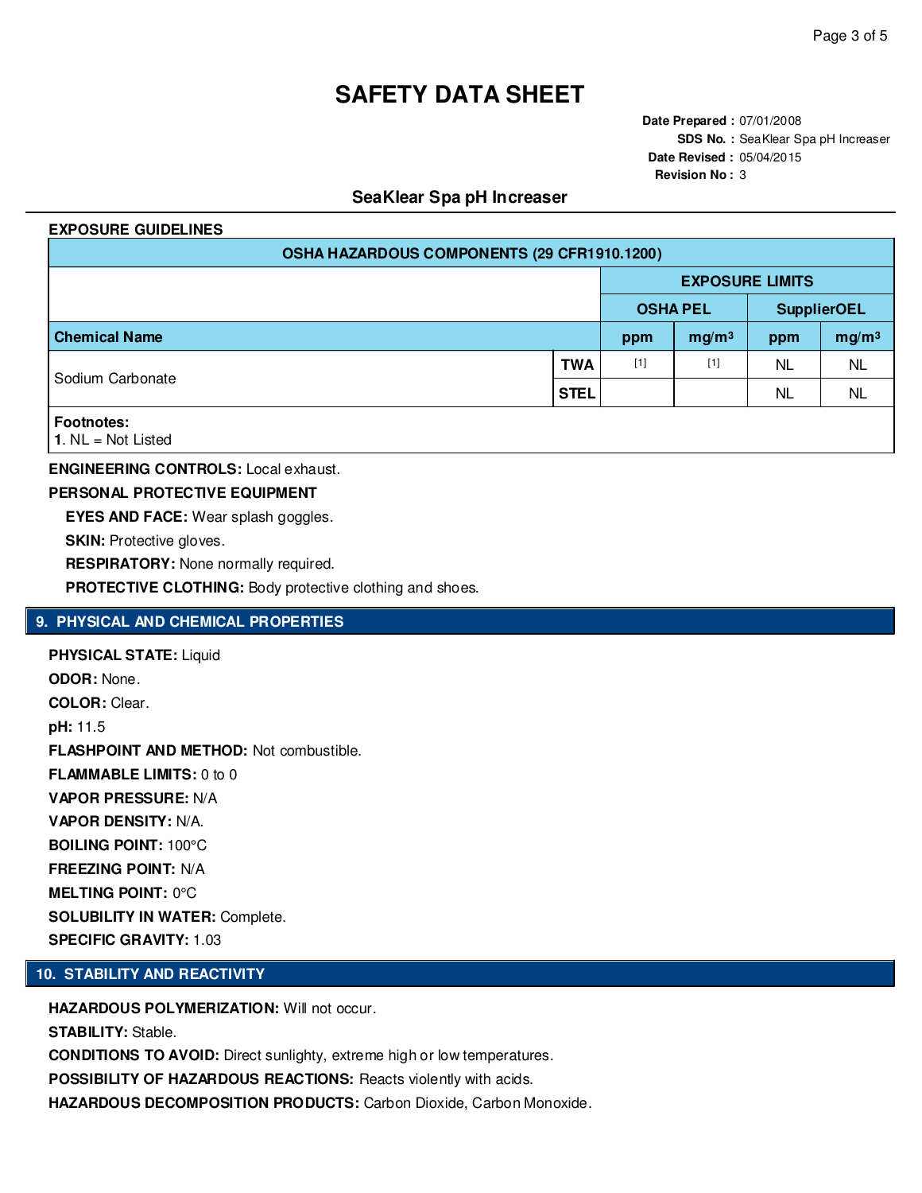# SAFETY DATA SHEET

**Date Prepared :** 07/01/2008
**SDS No. :** SeaKlear Spa pH Increaser
**Date Revised :** 05/04/2015
**Revision No :** 3

## SeaKlear Spa pH Increaser

**EXPOSURE GUIDELINES**

| OSHA HAZARDOUS COMPONENTS (29 CFR1910.1200) | | | | | |
|---|---|---|---|---|---|
| | | EXPOSURE LIMITS | | | |
| | | OSHA PEL | | SupplierOEL | |
| **Chemical Name** | | ppm | mg/m³ | ppm | mg/m³ |
| Sodium Carbonate | TWA | [1] | [1] | NL | NL |
| | STEL | | | NL | NL |

**Footnotes:**
**1**. NL = Not Listed

**ENGINEERING CONTROLS:** Local exhaust.

**PERSONAL PROTECTIVE EQUIPMENT**

**EYES AND FACE:** Wear splash goggles.

**SKIN:** Protective gloves.

**RESPIRATORY:** None normally required.

**PROTECTIVE CLOTHING:** Body protective clothing and shoes.

## 9. PHYSICAL AND CHEMICAL PROPERTIES

**PHYSICAL STATE:** Liquid

**ODOR:** None.

**COLOR:** Clear.

**pH:** 11.5

**FLASHPOINT AND METHOD:** Not combustible.

**FLAMMABLE LIMITS:** 0 to 0

**VAPOR PRESSURE:** N/A

**VAPOR DENSITY:** N/A.

**BOILING POINT:** 100°C

**FREEZING POINT:** N/A

**MELTING POINT:** 0°C

**SOLUBILITY IN WATER:** Complete.

**SPECIFIC GRAVITY:** 1.03

## 10. STABILITY AND REACTIVITY

**HAZARDOUS POLYMERIZATION:** Will not occur.

**STABILITY:** Stable.

**CONDITIONS TO AVOID:** Direct sunlighty, extreme high or low temperatures.

**POSSIBILITY OF HAZARDOUS REACTIONS:** Reacts violently with acids.

**HAZARDOUS DECOMPOSITION PRODUCTS:** Carbon Dioxide, Carbon Monoxide.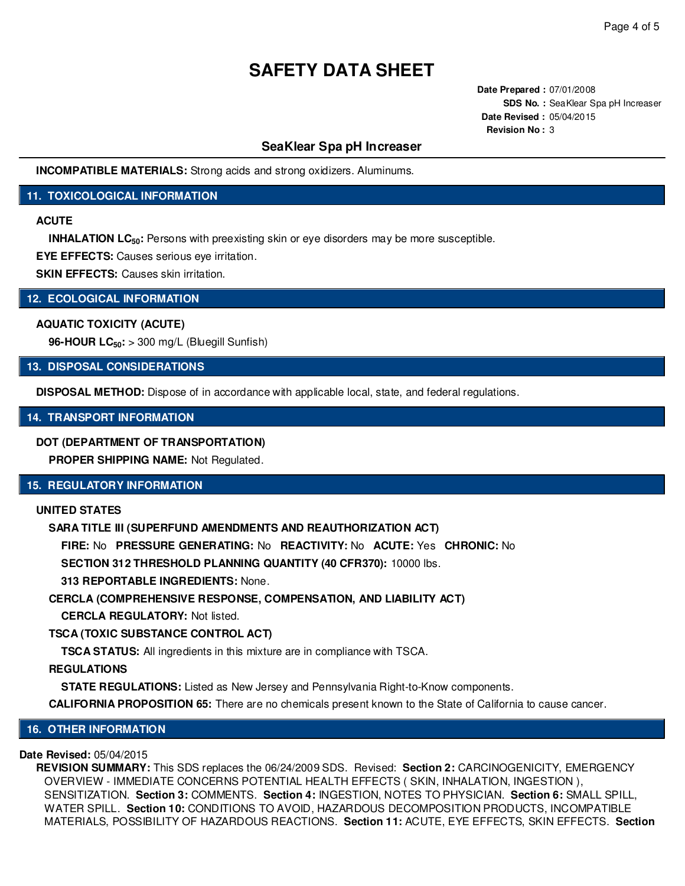# SAFETY DATA SHEET

**Date Prepared :** 07/01/2008
**SDS No. :** SeaKlear Spa pH Increaser
**Date Revised :** 05/04/2015
**Revision No :** 3

## SeaKlear Spa pH Increaser

**INCOMPATIBLE MATERIALS:** Strong acids and strong oxidizers. Aluminums.

## 11. TOXICOLOGICAL INFORMATION

**ACUTE**

**INHALATION $LC_{50}$:** Persons with preexisting skin or eye disorders may be more susceptible.

**EYE EFFECTS:** Causes serious eye irritation.

**SKIN EFFECTS:** Causes skin irritation.

## 12. ECOLOGICAL INFORMATION

**AQUATIC TOXICITY (ACUTE)**

**96-HOUR $LC_{50}$:** > 300 mg/L (Bluegill Sunfish)

## 13. DISPOSAL CONSIDERATIONS

**DISPOSAL METHOD:** Dispose of in accordance with applicable local, state, and federal regulations.

## 14. TRANSPORT INFORMATION

**DOT (DEPARTMENT OF TRANSPORTATION)**

**PROPER SHIPPING NAME:** Not Regulated.

## 15. REGULATORY INFORMATION

**UNITED STATES**

**SARA TITLE III (SUPERFUND AMENDMENTS AND REAUTHORIZATION ACT)**

**FIRE:** No **PRESSURE GENERATING:** No **REACTIVITY:** No **ACUTE:** Yes **CHRONIC:** No

**SECTION 312 THRESHOLD PLANNING QUANTITY (40 CFR370):** 10000 lbs.

**313 REPORTABLE INGREDIENTS:** None.

**CERCLA (COMPREHENSIVE RESPONSE, COMPENSATION, AND LIABILITY ACT)**

**CERCLA REGULATORY:** Not listed.

**TSCA (TOXIC SUBSTANCE CONTROL ACT)**

**TSCA STATUS:** All ingredients in this mixture are in compliance with TSCA.

**REGULATIONS**

**STATE REGULATIONS:** Listed as New Jersey and Pennsylvania Right-to-Know components.

**CALIFORNIA PROPOSITION 65:** There are no chemicals present known to the State of California to cause cancer.

## 16. OTHER INFORMATION

**Date Revised:** 05/04/2015

**REVISION SUMMARY:** This SDS replaces the 06/24/2009 SDS. Revised: **Section 2:** CARCINOGENICITY, EMERGENCY OVERVIEW - IMMEDIATE CONCERNS POTENTIAL HEALTH EFFECTS ( SKIN, INHALATION, INGESTION ), SENSITIZATION. **Section 3:** COMMENTS. **Section 4:** INGESTION, NOTES TO PHYSICIAN. **Section 6:** SMALL SPILL, WATER SPILL. **Section 10:** CONDITIONS TO AVOID, HAZARDOUS DECOMPOSITION PRODUCTS, INCOMPATIBLE MATERIALS, POSSIBILITY OF HAZARDOUS REACTIONS. **Section 11:** ACUTE, EYE EFFECTS, SKIN EFFECTS. **Section**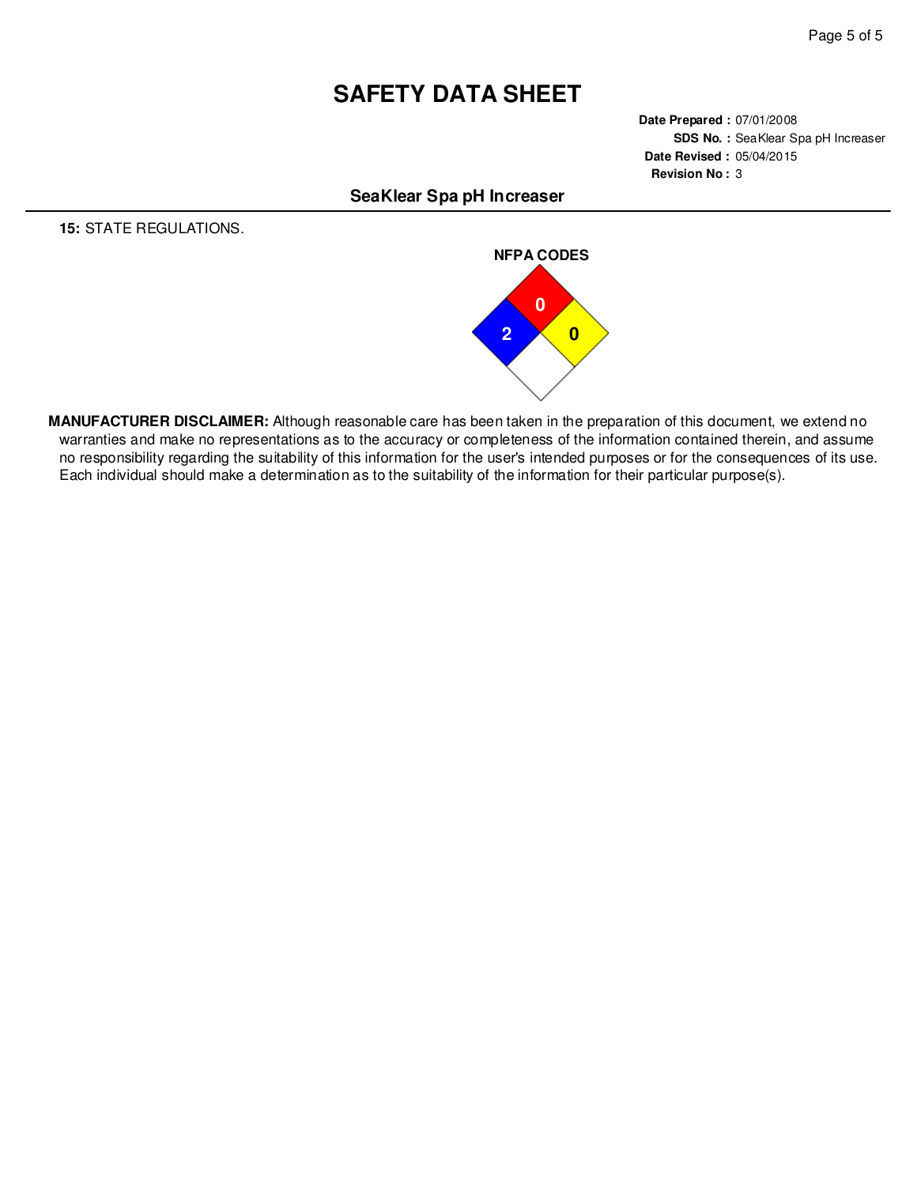# SAFETY DATA SHEET

**Date Prepared :** 07/01/2008
**SDS No. :** SeaKlear Spa pH Increaser
**Date Revised :** 05/04/2015
**Revision No :** 3

## SeaKlear Spa pH Increaser

**15:** STATE REGULATIONS.

**NFPA CODES**

0

2

0

**MANUFACTURER DISCLAIMER:** Although reasonable care has been taken in the preparation of this document, we extend no warranties and make no representations as to the accuracy or completeness of the information contained therein, and assume no responsibility regarding the suitability of this information for the user's intended purposes or for the consequences of its use. Each individual should make a determination as to the suitability of the information for their particular purpose(s).